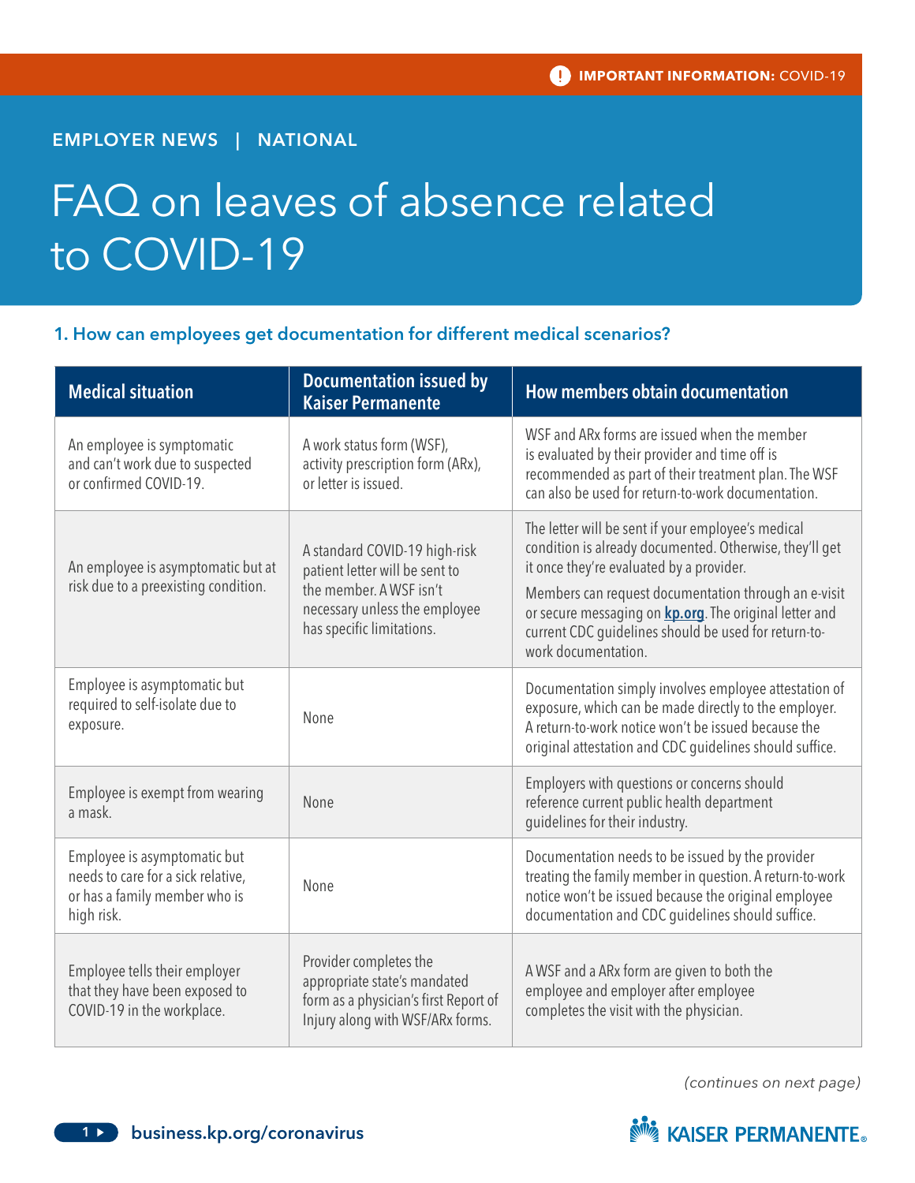**IMPORTANT INFORMATION:** COVID-19

EMPLOYER NEWS | NATIONAL

# FAQ on leaves of absence related to COVID-19

## 1. How can employees get documentation for different medical scenarios?

| Medical situation | Documentation issued by Kaiser Permanente | How members obtain documentation |
|---|---|---|
| An employee is symptomatic and can't work due to suspected or confirmed COVID-19. | A work status form (WSF), activity prescription form (ARx), or letter is issued. | WSF and ARx forms are issued when the member is evaluated by their provider and time off is recommended as part of their treatment plan. The WSF can also be used for return-to-work documentation. |
| An employee is asymptomatic but at risk due to a preexisting condition. | A standard COVID-19 high-risk patient letter will be sent to the member. A WSF isn't necessary unless the employee has specific limitations. | The letter will be sent if your employee's medical condition is already documented. Otherwise, they'll get it once they're evaluated by a provider. Members can request documentation through an e-visit or secure messaging on **kp.org**. The original letter and current CDC guidelines should be used for return-to-work documentation. |
| Employee is asymptomatic but required to self-isolate due to exposure. | None | Documentation simply involves employee attestation of exposure, which can be made directly to the employer. A return-to-work notice won't be issued because the original attestation and CDC guidelines should suffice. |
| Employee is exempt from wearing a mask. | None | Employers with questions or concerns should reference current public health department guidelines for their industry. |
| Employee is asymptomatic but needs to care for a sick relative, or has a family member who is high risk. | None | Documentation needs to be issued by the provider treating the family member in question. A return-to-work notice won't be issued because the original employee documentation and CDC guidelines should suffice. |
| Employee tells their employer that they have been exposed to COVID-19 in the workplace. | Provider completes the appropriate state's mandated form as a physician's first Report of Injury along with WSF/ARx forms. | A WSF and a ARx form are given to both the employee and employer after employee completes the visit with the physician. |

*(continues on next page)*

business.kp.org/coronavirus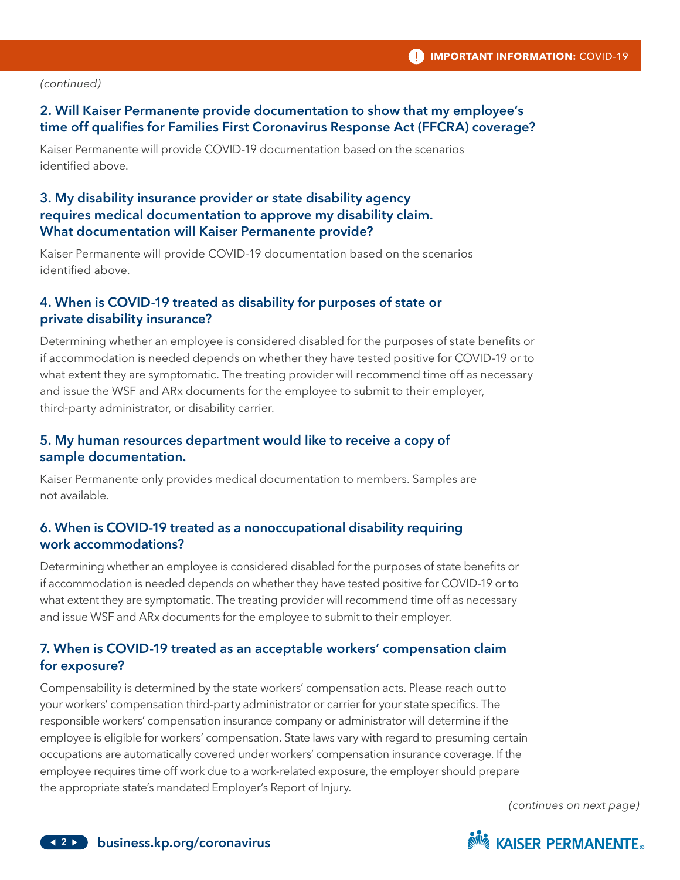*(continued)*

### 2. Will Kaiser Permanente provide documentation to show that my employee's time off qualifies for Families First Coronavirus Response Act (FFCRA) coverage?

Kaiser Permanente will provide COVID-19 documentation based on the scenarios identified above.

### 3. My disability insurance provider or state disability agency requires medical documentation to approve my disability claim. What documentation will Kaiser Permanente provide?

Kaiser Permanente will provide COVID-19 documentation based on the scenarios identified above.

### 4. When is COVID-19 treated as disability for purposes of state or private disability insurance?

Determining whether an employee is considered disabled for the purposes of state benefits or if accommodation is needed depends on whether they have tested positive for COVID-19 or to what extent they are symptomatic. The treating provider will recommend time off as necessary and issue the WSF and ARx documents for the employee to submit to their employer, third-party administrator, or disability carrier.

### 5. My human resources department would like to receive a copy of sample documentation.

Kaiser Permanente only provides medical documentation to members. Samples are not available.

### 6. When is COVID-19 treated as a nonoccupational disability requiring work accommodations?

Determining whether an employee is considered disabled for the purposes of state benefits or if accommodation is needed depends on whether they have tested positive for COVID-19 or to what extent they are symptomatic. The treating provider will recommend time off as necessary and issue WSF and ARx documents for the employee to submit to their employer.

### 7. When is COVID-19 treated as an acceptable workers' compensation claim for exposure?

Compensability is determined by the state workers' compensation acts. Please reach out to your workers' compensation third-party administrator or carrier for your state specifics. The responsible workers' compensation insurance company or administrator will determine if the employee is eligible for workers' compensation. State laws vary with regard to presuming certain occupations are automatically covered under workers' compensation insurance coverage. If the employee requires time off work due to a work-related exposure, the employer should prepare the appropriate state's mandated Employer's Report of Injury.

*(continues on next page)*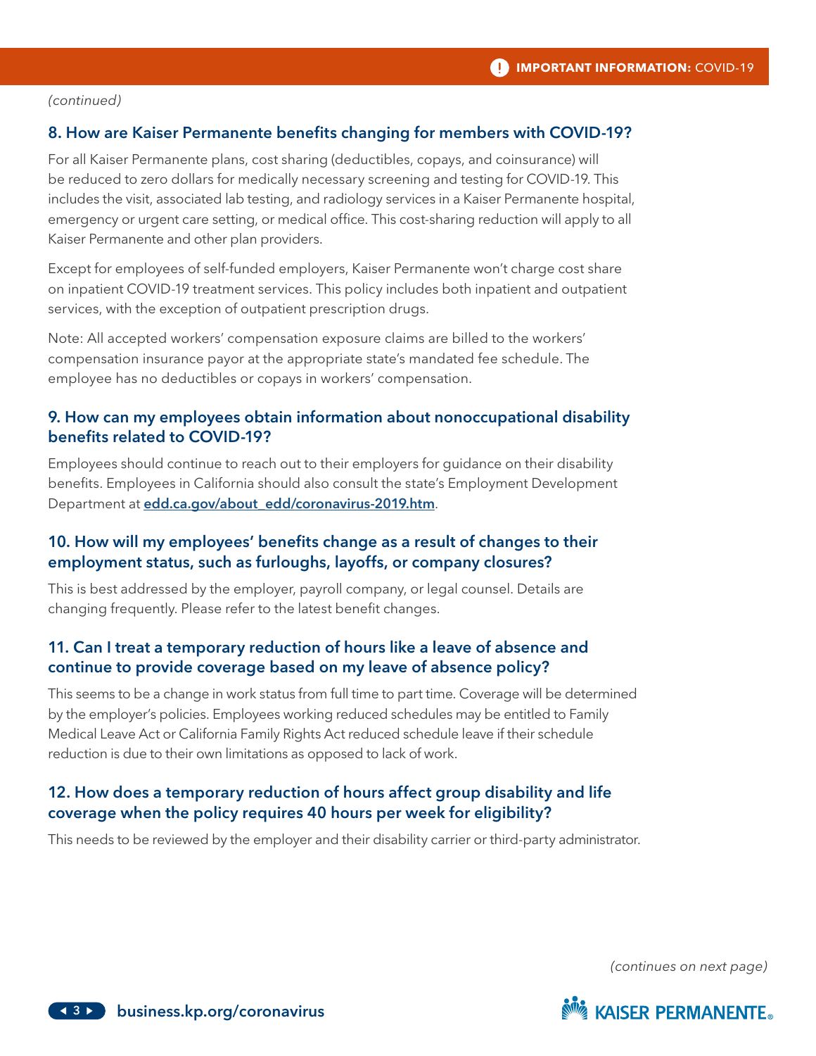*(continued)*

## 8. How are Kaiser Permanente benefits changing for members with COVID-19?

For all Kaiser Permanente plans, cost sharing (deductibles, copays, and coinsurance) will be reduced to zero dollars for medically necessary screening and testing for COVID-19. This includes the visit, associated lab testing, and radiology services in a Kaiser Permanente hospital, emergency or urgent care setting, or medical office. This cost-sharing reduction will apply to all Kaiser Permanente and other plan providers.

Except for employees of self-funded employers, Kaiser Permanente won't charge cost share on inpatient COVID-19 treatment services. This policy includes both inpatient and outpatient services, with the exception of outpatient prescription drugs.

Note: All accepted workers' compensation exposure claims are billed to the workers' compensation insurance payor at the appropriate state's mandated fee schedule. The employee has no deductibles or copays in workers' compensation.

## 9. How can my employees obtain information about nonoccupational disability benefits related to COVID-19?

Employees should continue to reach out to their employers for guidance on their disability benefits. Employees in California should also consult the state's Employment Development Department at **edd.ca.gov/about_edd/coronavirus-2019.htm**.

## 10. How will my employees' benefits change as a result of changes to their employment status, such as furloughs, layoffs, or company closures?

This is best addressed by the employer, payroll company, or legal counsel. Details are changing frequently. Please refer to the latest benefit changes.

## 11. Can I treat a temporary reduction of hours like a leave of absence and continue to provide coverage based on my leave of absence policy?

This seems to be a change in work status from full time to part time. Coverage will be determined by the employer's policies. Employees working reduced schedules may be entitled to Family Medical Leave Act or California Family Rights Act reduced schedule leave if their schedule reduction is due to their own limitations as opposed to lack of work.

## 12. How does a temporary reduction of hours affect group disability and life coverage when the policy requires 40 hours per week for eligibility?

This needs to be reviewed by the employer and their disability carrier or third-party administrator.

*(continues on next page)*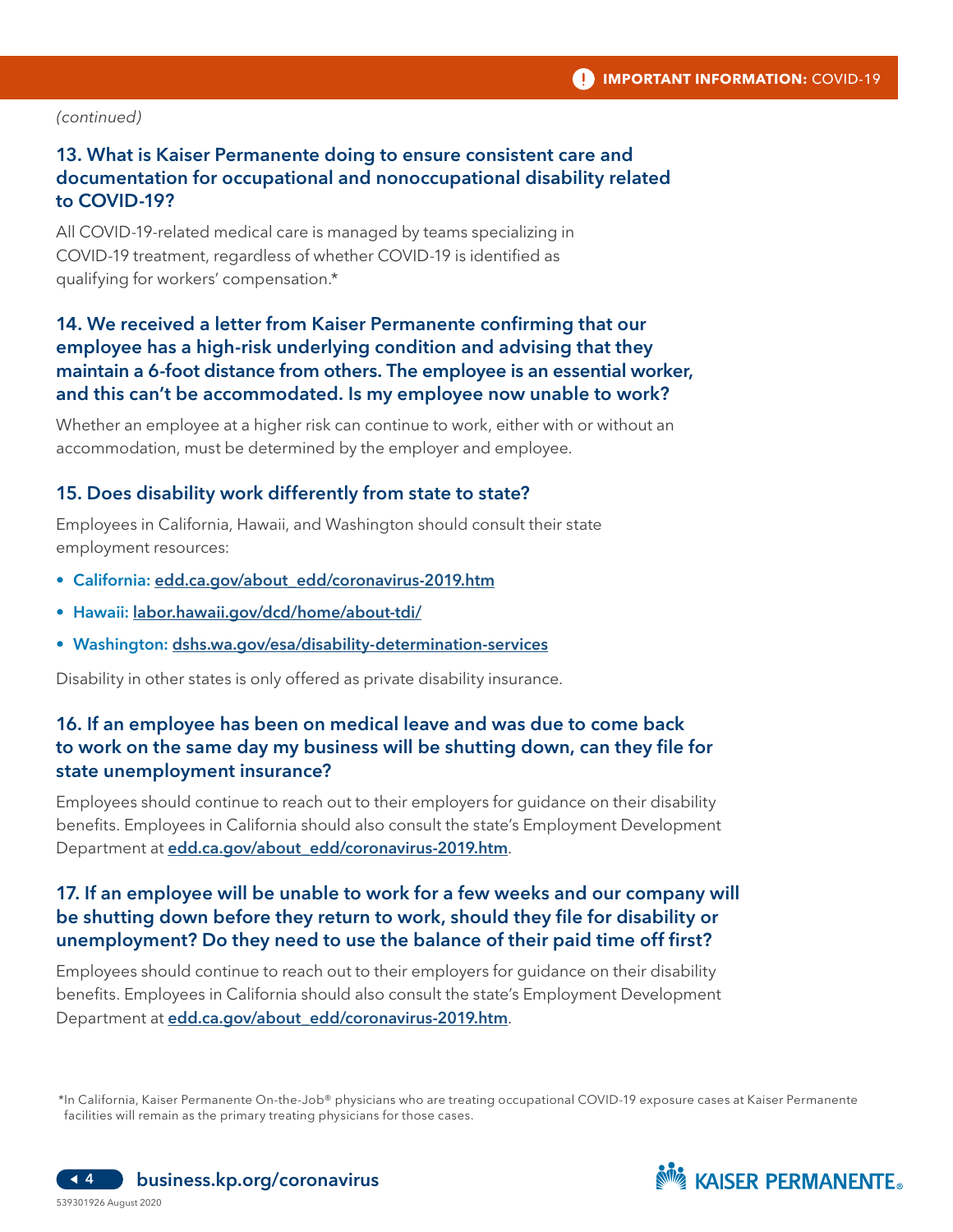*(continued)*

### 13. What is Kaiser Permanente doing to ensure consistent care and documentation for occupational and nonoccupational disability related to COVID-19?

All COVID-19-related medical care is managed by teams specializing in COVID-19 treatment, regardless of whether COVID-19 is identified as qualifying for workers' compensation.*

### 14. We received a letter from Kaiser Permanente confirming that our employee has a high-risk underlying condition and advising that they maintain a 6-foot distance from others. The employee is an essential worker, and this can't be accommodated. Is my employee now unable to work?

Whether an employee at a higher risk can continue to work, either with or without an accommodation, must be determined by the employer and employee.

### 15. Does disability work differently from state to state?

Employees in California, Hawaii, and Washington should consult their state employment resources:

- **California:** edd.ca.gov/about_edd/coronavirus-2019.htm
- **Hawaii:** labor.hawaii.gov/dcd/home/about-tdi/
- **Washington:** dshs.wa.gov/esa/disability-determination-services

Disability in other states is only offered as private disability insurance.

### 16. If an employee has been on medical leave and was due to come back to work on the same day my business will be shutting down, can they file for state unemployment insurance?

Employees should continue to reach out to their employers for guidance on their disability benefits. Employees in California should also consult the state's Employment Development Department at **edd.ca.gov/about_edd/coronavirus-2019.htm**.

### 17. If an employee will be unable to work for a few weeks and our company will be shutting down before they return to work, should they file for disability or unemployment? Do they need to use the balance of their paid time off first?

Employees should continue to reach out to their employers for guidance on their disability benefits. Employees in California should also consult the state's Employment Development Department at **edd.ca.gov/about_edd/coronavirus-2019.htm**.

*In California, Kaiser Permanente On-the-Job® physicians who are treating occupational COVID-19 exposure cases at Kaiser Permanente facilities will remain as the primary treating physicians for those cases.

business.kp.org/coronavirus

539301926 August 2020